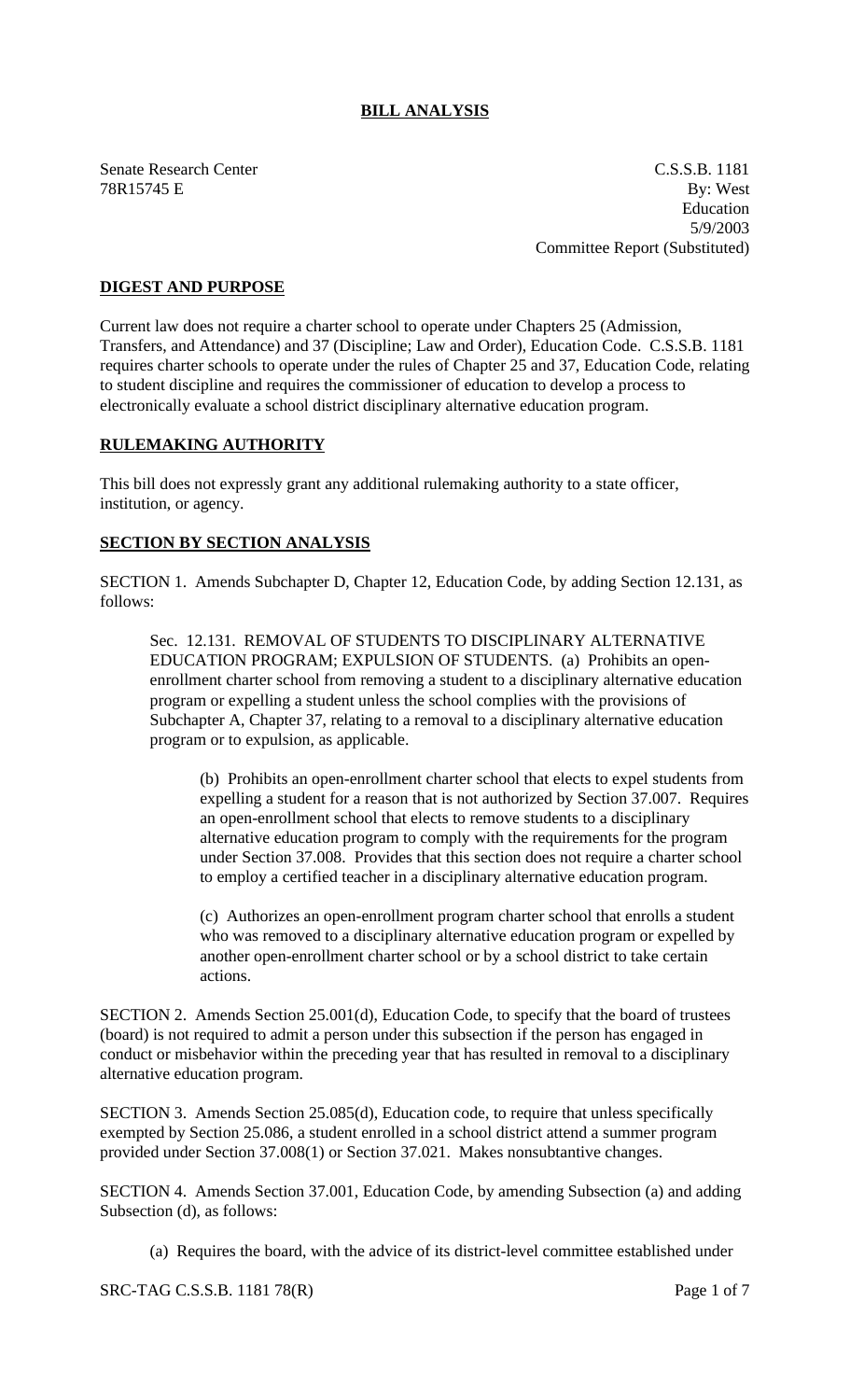# BILL ANALYSIS

Senate Research Center
78R15745 E

C.S.S.B. 1181
By: West
Education
5/9/2003
Committee Report (Substituted)

## DIGEST AND PURPOSE

Current law does not require a charter school to operate under Chapters 25 (Admission, Transfers, and Attendance) and 37 (Discipline; Law and Order), Education Code. C.S.S.B. 1181 requires charter schools to operate under the rules of Chapter 25 and 37, Education Code, relating to student discipline and requires the commissioner of education to develop a process to electronically evaluate a school district disciplinary alternative education program.

## RULEMAKING AUTHORITY

This bill does not expressly grant any additional rulemaking authority to a state officer, institution, or agency.

## SECTION BY SECTION ANALYSIS

SECTION 1. Amends Subchapter D, Chapter 12, Education Code, by adding Section 12.131, as follows:

Sec. 12.131. REMOVAL OF STUDENTS TO DISCIPLINARY ALTERNATIVE EDUCATION PROGRAM; EXPULSION OF STUDENTS. (a) Prohibits an open-enrollment charter school from removing a student to a disciplinary alternative education program or expelling a student unless the school complies with the provisions of Subchapter A, Chapter 37, relating to a removal to a disciplinary alternative education program or to expulsion, as applicable.

(b) Prohibits an open-enrollment charter school that elects to expel students from expelling a student for a reason that is not authorized by Section 37.007. Requires an open-enrollment school that elects to remove students to a disciplinary alternative education program to comply with the requirements for the program under Section 37.008. Provides that this section does not require a charter school to employ a certified teacher in a disciplinary alternative education program.

(c) Authorizes an open-enrollment program charter school that enrolls a student who was removed to a disciplinary alternative education program or expelled by another open-enrollment charter school or by a school district to take certain actions.

SECTION 2. Amends Section 25.001(d), Education Code, to specify that the board of trustees (board) is not required to admit a person under this subsection if the person has engaged in conduct or misbehavior within the preceding year that has resulted in removal to a disciplinary alternative education program.

SECTION 3. Amends Section 25.085(d), Education code, to require that unless specifically exempted by Section 25.086, a student enrolled in a school district attend a summer program provided under Section 37.008(1) or Section 37.021. Makes nonsubtantive changes.

SECTION 4. Amends Section 37.001, Education Code, by amending Subsection (a) and adding Subsection (d), as follows:

(a) Requires the board, with the advice of its district-level committee established under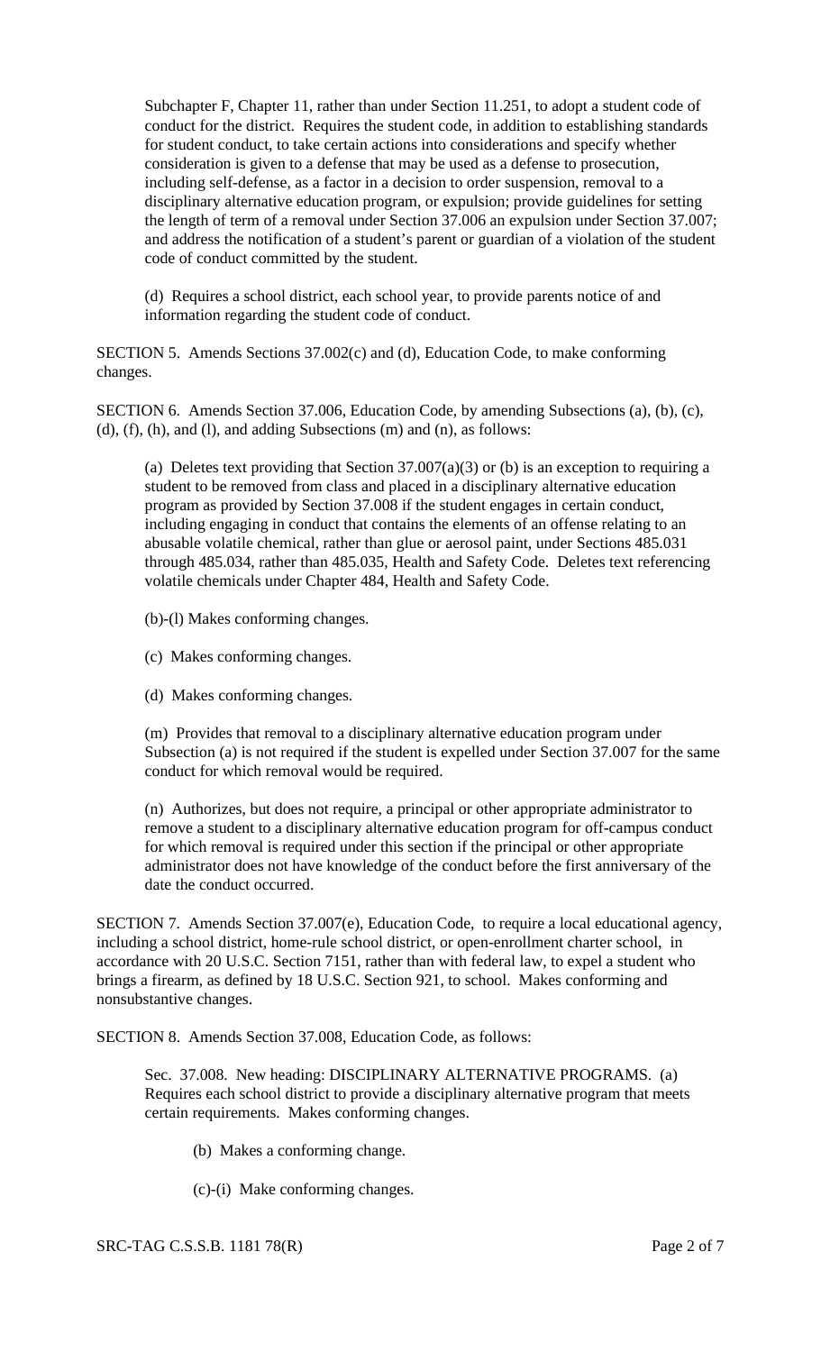Subchapter F, Chapter 11, rather than under Section 11.251, to adopt a student code of conduct for the district. Requires the student code, in addition to establishing standards for student conduct, to take certain actions into considerations and specify whether consideration is given to a defense that may be used as a defense to prosecution, including self-defense, as a factor in a decision to order suspension, removal to a disciplinary alternative education program, or expulsion; provide guidelines for setting the length of term of a removal under Section 37.006 an expulsion under Section 37.007; and address the notification of a student's parent or guardian of a violation of the student code of conduct committed by the student.

(d) Requires a school district, each school year, to provide parents notice of and information regarding the student code of conduct.

SECTION 5. Amends Sections 37.002(c) and (d), Education Code, to make conforming changes.

SECTION 6. Amends Section 37.006, Education Code, by amending Subsections (a), (b), (c), (d), (f), (h), and (l), and adding Subsections (m) and (n), as follows:

(a) Deletes text providing that Section 37.007(a)(3) or (b) is an exception to requiring a student to be removed from class and placed in a disciplinary alternative education program as provided by Section 37.008 if the student engages in certain conduct, including engaging in conduct that contains the elements of an offense relating to an abusable volatile chemical, rather than glue or aerosol paint, under Sections 485.031 through 485.034, rather than 485.035, Health and Safety Code. Deletes text referencing volatile chemicals under Chapter 484, Health and Safety Code.

(b)-(l) Makes conforming changes.

(c) Makes conforming changes.

(d) Makes conforming changes.

(m) Provides that removal to a disciplinary alternative education program under Subsection (a) is not required if the student is expelled under Section 37.007 for the same conduct for which removal would be required.

(n) Authorizes, but does not require, a principal or other appropriate administrator to remove a student to a disciplinary alternative education program for off-campus conduct for which removal is required under this section if the principal or other appropriate administrator does not have knowledge of the conduct before the first anniversary of the date the conduct occurred.

SECTION 7. Amends Section 37.007(e), Education Code, to require a local educational agency, including a school district, home-rule school district, or open-enrollment charter school, in accordance with 20 U.S.C. Section 7151, rather than with federal law, to expel a student who brings a firearm, as defined by 18 U.S.C. Section 921, to school. Makes conforming and nonsubstantive changes.

SECTION 8. Amends Section 37.008, Education Code, as follows:

Sec. 37.008. New heading: DISCIPLINARY ALTERNATIVE PROGRAMS. (a) Requires each school district to provide a disciplinary alternative program that meets certain requirements. Makes conforming changes.

(b) Makes a conforming change.

(c)-(i) Make conforming changes.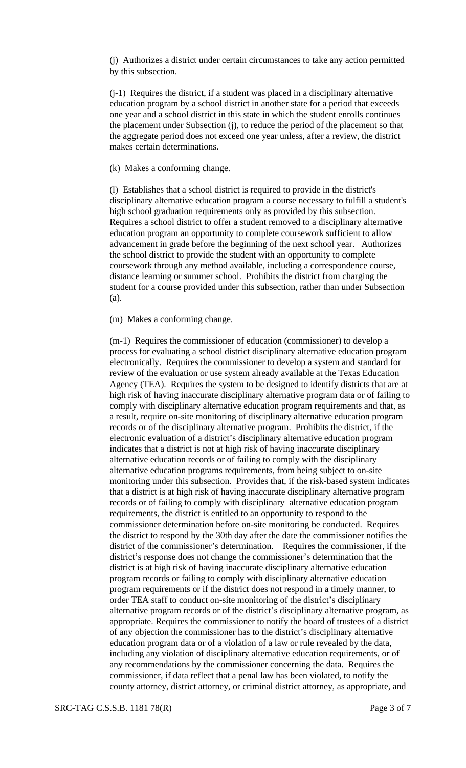(j) Authorizes a district under certain circumstances to take any action permitted by this subsection.

(j-1) Requires the district, if a student was placed in a disciplinary alternative education program by a school district in another state for a period that exceeds one year and a school district in this state in which the student enrolls continues the placement under Subsection (j), to reduce the period of the placement so that the aggregate period does not exceed one year unless, after a review, the district makes certain determinations.

(k) Makes a conforming change.

(l) Establishes that a school district is required to provide in the district's disciplinary alternative education program a course necessary to fulfill a student's high school graduation requirements only as provided by this subsection. Requires a school district to offer a student removed to a disciplinary alternative education program an opportunity to complete coursework sufficient to allow advancement in grade before the beginning of the next school year. Authorizes the school district to provide the student with an opportunity to complete coursework through any method available, including a correspondence course, distance learning or summer school. Prohibits the district from charging the student for a course provided under this subsection, rather than under Subsection (a).

(m) Makes a conforming change.

(m-1) Requires the commissioner of education (commissioner) to develop a process for evaluating a school district disciplinary alternative education program electronically. Requires the commissioner to develop a system and standard for review of the evaluation or use system already available at the Texas Education Agency (TEA). Requires the system to be designed to identify districts that are at high risk of having inaccurate disciplinary alternative program data or of failing to comply with disciplinary alternative education program requirements and that, as a result, require on-site monitoring of disciplinary alternative education program records or of the disciplinary alternative program. Prohibits the district, if the electronic evaluation of a district's disciplinary alternative education program indicates that a district is not at high risk of having inaccurate disciplinary alternative education records or of failing to comply with the disciplinary alternative education programs requirements, from being subject to on-site monitoring under this subsection. Provides that, if the risk-based system indicates that a district is at high risk of having inaccurate disciplinary alternative program records or of failing to comply with disciplinary alternative education program requirements, the district is entitled to an opportunity to respond to the commissioner determination before on-site monitoring be conducted. Requires the district to respond by the 30th day after the date the commissioner notifies the district of the commissioner's determination. Requires the commissioner, if the district's response does not change the commissioner's determination that the district is at high risk of having inaccurate disciplinary alternative education program records or failing to comply with disciplinary alternative education program requirements or if the district does not respond in a timely manner, to order TEA staff to conduct on-site monitoring of the district's disciplinary alternative program records or of the district's disciplinary alternative program, as appropriate. Requires the commissioner to notify the board of trustees of a district of any objection the commissioner has to the district's disciplinary alternative education program data or of a violation of a law or rule revealed by the data, including any violation of disciplinary alternative education requirements, or of any recommendations by the commissioner concerning the data. Requires the commissioner, if data reflect that a penal law has been violated, to notify the county attorney, district attorney, or criminal district attorney, as appropriate, and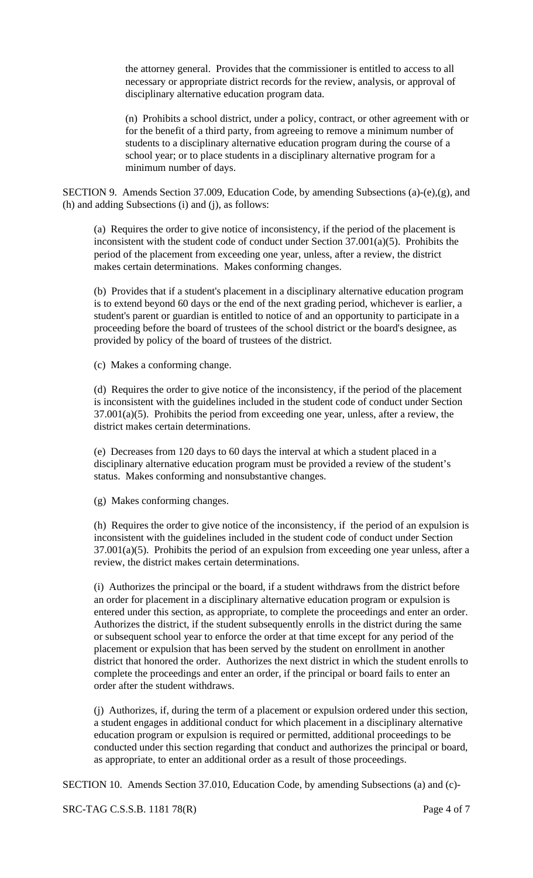the attorney general. Provides that the commissioner is entitled to access to all necessary or appropriate district records for the review, analysis, or approval of disciplinary alternative education program data.

(n) Prohibits a school district, under a policy, contract, or other agreement with or for the benefit of a third party, from agreeing to remove a minimum number of students to a disciplinary alternative education program during the course of a school year; or to place students in a disciplinary alternative program for a minimum number of days.

SECTION 9. Amends Section 37.009, Education Code, by amending Subsections (a)-(e),(g), and (h) and adding Subsections (i) and (j), as follows:

(a) Requires the order to give notice of inconsistency, if the period of the placement is inconsistent with the student code of conduct under Section 37.001(a)(5). Prohibits the period of the placement from exceeding one year, unless, after a review, the district makes certain determinations. Makes conforming changes.

(b) Provides that if a student's placement in a disciplinary alternative education program is to extend beyond 60 days or the end of the next grading period, whichever is earlier, a student's parent or guardian is entitled to notice of and an opportunity to participate in a proceeding before the board of trustees of the school district or the board's designee, as provided by policy of the board of trustees of the district.

(c) Makes a conforming change.

(d) Requires the order to give notice of the inconsistency, if the period of the placement is inconsistent with the guidelines included in the student code of conduct under Section 37.001(a)(5). Prohibits the period from exceeding one year, unless, after a review, the district makes certain determinations.

(e) Decreases from 120 days to 60 days the interval at which a student placed in a disciplinary alternative education program must be provided a review of the student's status. Makes conforming and nonsubstantive changes.

(g) Makes conforming changes.

(h) Requires the order to give notice of the inconsistency, if the period of an expulsion is inconsistent with the guidelines included in the student code of conduct under Section 37.001(a)(5). Prohibits the period of an expulsion from exceeding one year unless, after a review, the district makes certain determinations.

(i) Authorizes the principal or the board, if a student withdraws from the district before an order for placement in a disciplinary alternative education program or expulsion is entered under this section, as appropriate, to complete the proceedings and enter an order. Authorizes the district, if the student subsequently enrolls in the district during the same or subsequent school year to enforce the order at that time except for any period of the placement or expulsion that has been served by the student on enrollment in another district that honored the order. Authorizes the next district in which the student enrolls to complete the proceedings and enter an order, if the principal or board fails to enter an order after the student withdraws.

(j) Authorizes, if, during the term of a placement or expulsion ordered under this section, a student engages in additional conduct for which placement in a disciplinary alternative education program or expulsion is required or permitted, additional proceedings to be conducted under this section regarding that conduct and authorizes the principal or board, as appropriate, to enter an additional order as a result of those proceedings.

SECTION 10. Amends Section 37.010, Education Code, by amending Subsections (a) and (c)-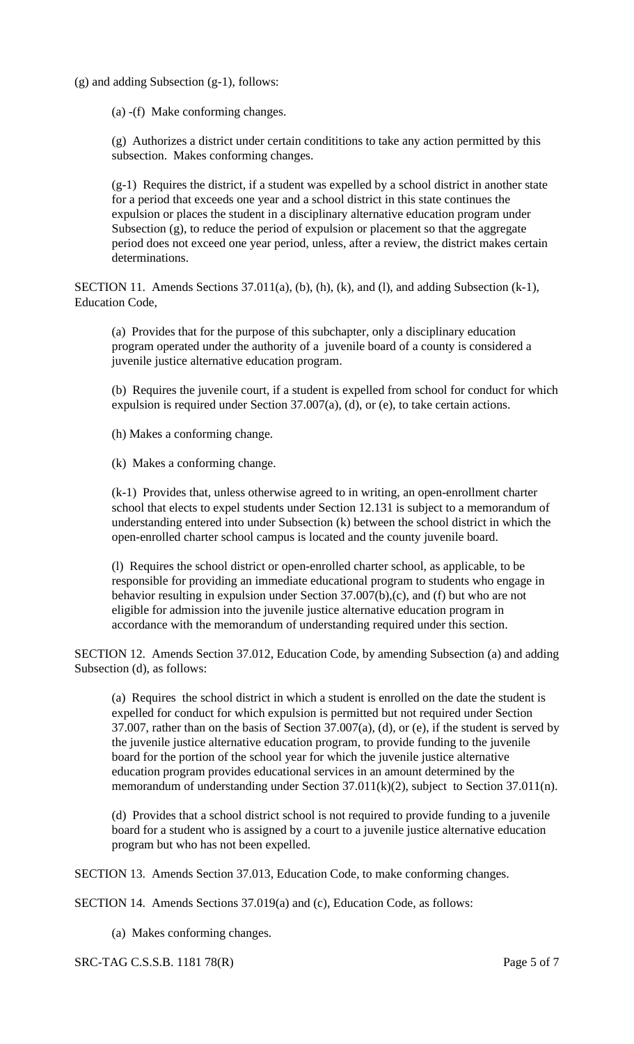(g) and adding Subsection (g-1), follows:

(a) -(f) Make conforming changes.

(g) Authorizes a district under certain condititions to take any action permitted by this subsection. Makes conforming changes.

(g-1) Requires the district, if a student was expelled by a school district in another state for a period that exceeds one year and a school district in this state continues the expulsion or places the student in a disciplinary alternative education program under Subsection (g), to reduce the period of expulsion or placement so that the aggregate period does not exceed one year period, unless, after a review, the district makes certain determinations.

SECTION 11. Amends Sections 37.011(a), (b), (h), (k), and (l), and adding Subsection (k-1), Education Code,

(a) Provides that for the purpose of this subchapter, only a disciplinary education program operated under the authority of a juvenile board of a county is considered a juvenile justice alternative education program.

(b) Requires the juvenile court, if a student is expelled from school for conduct for which expulsion is required under Section 37.007(a), (d), or (e), to take certain actions.

(h) Makes a conforming change.

(k) Makes a conforming change.

(k-1) Provides that, unless otherwise agreed to in writing, an open-enrollment charter school that elects to expel students under Section 12.131 is subject to a memorandum of understanding entered into under Subsection (k) between the school district in which the open-enrolled charter school campus is located and the county juvenile board.

(l) Requires the school district or open-enrolled charter school, as applicable, to be responsible for providing an immediate educational program to students who engage in behavior resulting in expulsion under Section 37.007(b),(c), and (f) but who are not eligible for admission into the juvenile justice alternative education program in accordance with the memorandum of understanding required under this section.

SECTION 12. Amends Section 37.012, Education Code, by amending Subsection (a) and adding Subsection (d), as follows:

(a) Requires the school district in which a student is enrolled on the date the student is expelled for conduct for which expulsion is permitted but not required under Section 37.007, rather than on the basis of Section 37.007(a), (d), or (e), if the student is served by the juvenile justice alternative education program, to provide funding to the juvenile board for the portion of the school year for which the juvenile justice alternative education program provides educational services in an amount determined by the memorandum of understanding under Section 37.011(k)(2), subject to Section 37.011(n).

(d) Provides that a school district school is not required to provide funding to a juvenile board for a student who is assigned by a court to a juvenile justice alternative education program but who has not been expelled.

SECTION 13. Amends Section 37.013, Education Code, to make conforming changes.

SECTION 14. Amends Sections 37.019(a) and (c), Education Code, as follows:

(a) Makes conforming changes.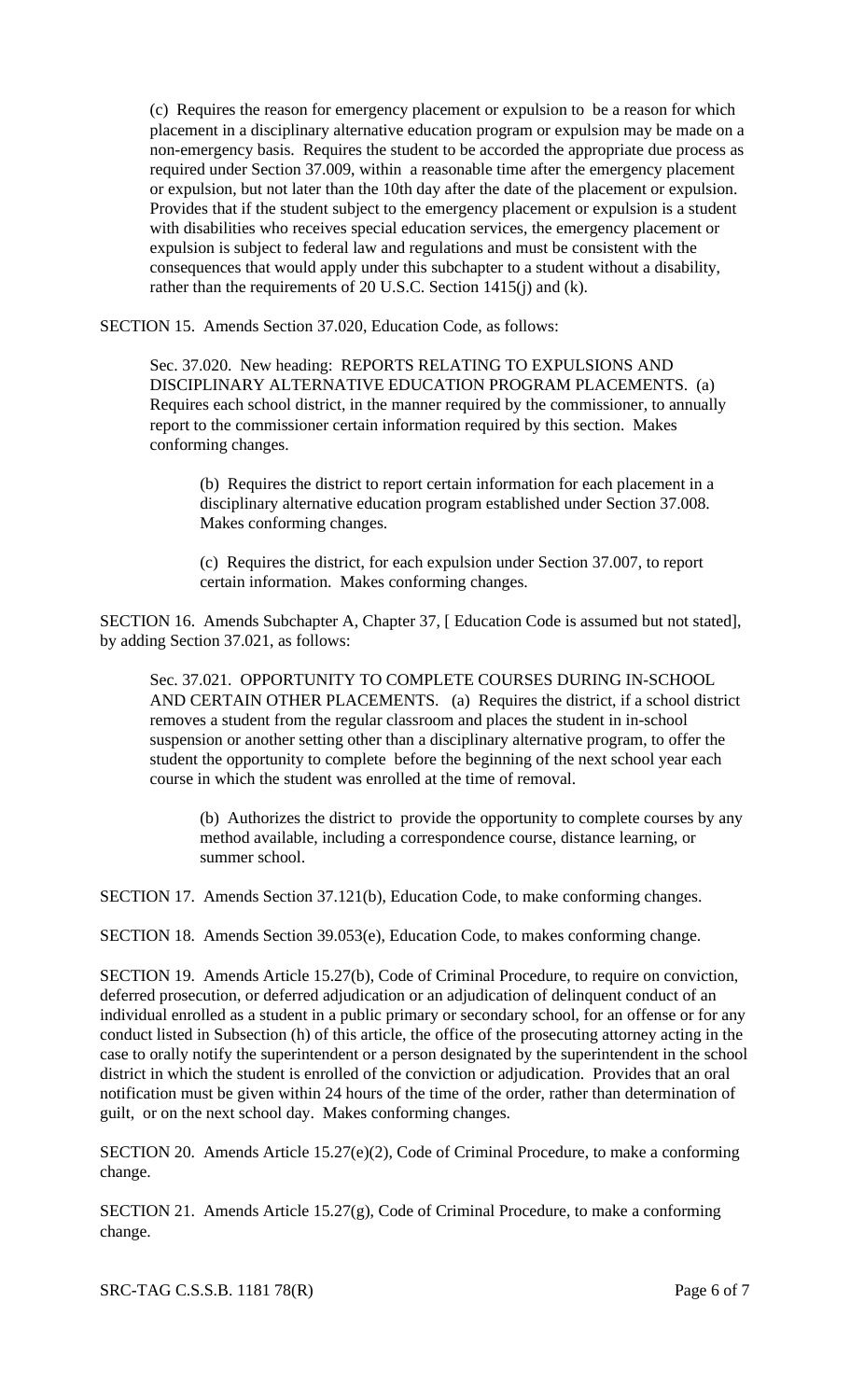(c) Requires the reason for emergency placement or expulsion to be a reason for which placement in a disciplinary alternative education program or expulsion may be made on a non-emergency basis. Requires the student to be accorded the appropriate due process as required under Section 37.009, within a reasonable time after the emergency placement or expulsion, but not later than the 10th day after the date of the placement or expulsion. Provides that if the student subject to the emergency placement or expulsion is a student with disabilities who receives special education services, the emergency placement or expulsion is subject to federal law and regulations and must be consistent with the consequences that would apply under this subchapter to a student without a disability, rather than the requirements of 20 U.S.C. Section 1415(j) and (k).

SECTION 15. Amends Section 37.020, Education Code, as follows:

Sec. 37.020. New heading: REPORTS RELATING TO EXPULSIONS AND DISCIPLINARY ALTERNATIVE EDUCATION PROGRAM PLACEMENTS. (a) Requires each school district, in the manner required by the commissioner, to annually report to the commissioner certain information required by this section. Makes conforming changes.

(b) Requires the district to report certain information for each placement in a disciplinary alternative education program established under Section 37.008. Makes conforming changes.

(c) Requires the district, for each expulsion under Section 37.007, to report certain information. Makes conforming changes.

SECTION 16. Amends Subchapter A, Chapter 37, [ Education Code is assumed but not stated], by adding Section 37.021, as follows:

Sec. 37.021. OPPORTUNITY TO COMPLETE COURSES DURING IN-SCHOOL AND CERTAIN OTHER PLACEMENTS. (a) Requires the district, if a school district removes a student from the regular classroom and places the student in in-school suspension or another setting other than a disciplinary alternative program, to offer the student the opportunity to complete before the beginning of the next school year each course in which the student was enrolled at the time of removal.

(b) Authorizes the district to provide the opportunity to complete courses by any method available, including a correspondence course, distance learning, or summer school.

SECTION 17. Amends Section 37.121(b), Education Code, to make conforming changes.

SECTION 18. Amends Section 39.053(e), Education Code, to makes conforming change.

SECTION 19. Amends Article 15.27(b), Code of Criminal Procedure, to require on conviction, deferred prosecution, or deferred adjudication or an adjudication of delinquent conduct of an individual enrolled as a student in a public primary or secondary school, for an offense or for any conduct listed in Subsection (h) of this article, the office of the prosecuting attorney acting in the case to orally notify the superintendent or a person designated by the superintendent in the school district in which the student is enrolled of the conviction or adjudication. Provides that an oral notification must be given within 24 hours of the time of the order, rather than determination of guilt, or on the next school day. Makes conforming changes.

SECTION 20. Amends Article 15.27(e)(2), Code of Criminal Procedure, to make a conforming change.

SECTION 21. Amends Article 15.27(g), Code of Criminal Procedure, to make a conforming change.

SRC-TAG C.S.S.B. 1181 78(R)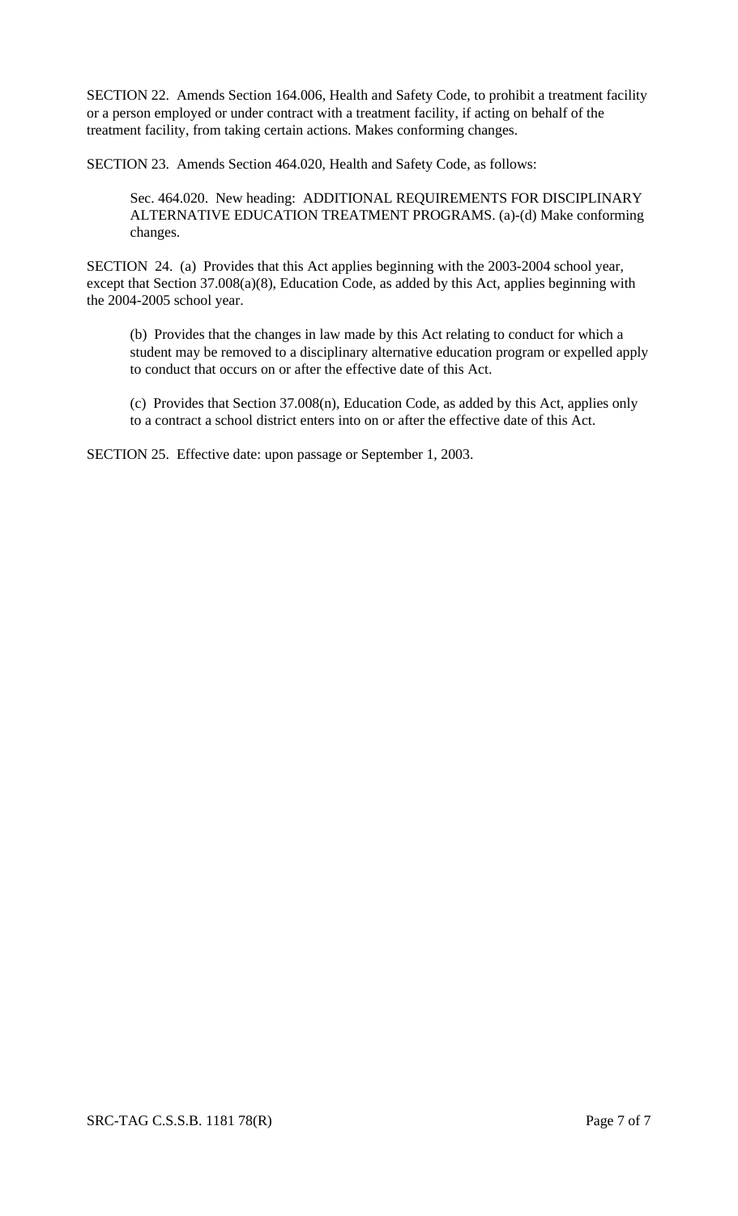SECTION 22. Amends Section 164.006, Health and Safety Code, to prohibit a treatment facility or a person employed or under contract with a treatment facility, if acting on behalf of the treatment facility, from taking certain actions. Makes conforming changes.

SECTION 23. Amends Section 464.020, Health and Safety Code, as follows:

> Sec. 464.020. New heading: ADDITIONAL REQUIREMENTS FOR DISCIPLINARY ALTERNATIVE EDUCATION TREATMENT PROGRAMS. (a)-(d) Make conforming changes.

SECTION 24. (a) Provides that this Act applies beginning with the 2003-2004 school year, except that Section 37.008(a)(8), Education Code, as added by this Act, applies beginning with the 2004-2005 school year.

> (b) Provides that the changes in law made by this Act relating to conduct for which a student may be removed to a disciplinary alternative education program or expelled apply to conduct that occurs on or after the effective date of this Act.
>
> (c) Provides that Section 37.008(n), Education Code, as added by this Act, applies only to a contract a school district enters into on or after the effective date of this Act.

SECTION 25. Effective date: upon passage or September 1, 2003.

SRC-TAG C.S.S.B. 1181 78(R)